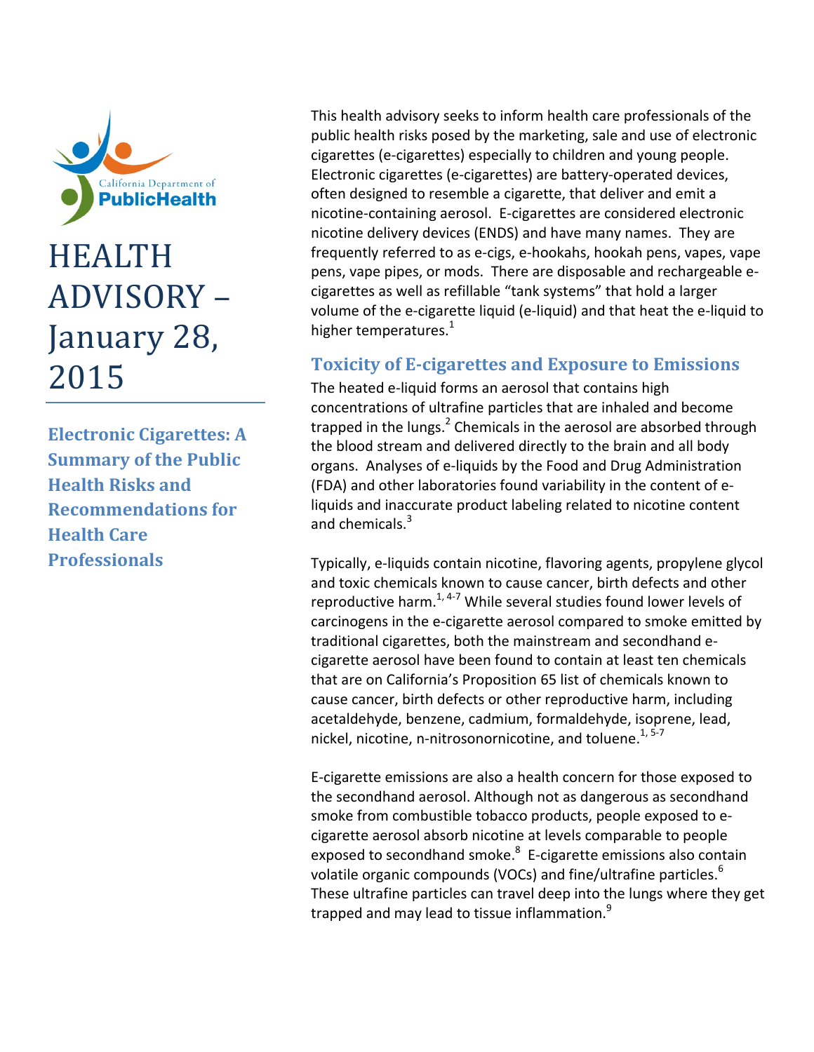California Department of PublicHealth

# HEALTH ADVISORY – January 28, 2015

## Electronic Cigarettes: A Summary of the Public Health Risks and Recommendations for Health Care Professionals

This health advisory seeks to inform health care professionals of the public health risks posed by the marketing, sale and use of electronic cigarettes (e-cigarettes) especially to children and young people. Electronic cigarettes (e-cigarettes) are battery-operated devices, often designed to resemble a cigarette, that deliver and emit a nicotine-containing aerosol. E-cigarettes are considered electronic nicotine delivery devices (ENDS) and have many names. They are frequently referred to as e-cigs, e-hookahs, hookah pens, vapes, vape pens, vape pipes, or mods. There are disposable and rechargeable e-cigarettes as well as refillable "tank systems" that hold a larger volume of the e-cigarette liquid (e-liquid) and that heat the e-liquid to higher temperatures.[1]

### Toxicity of E-cigarettes and Exposure to Emissions

The heated e-liquid forms an aerosol that contains high concentrations of ultrafine particles that are inhaled and become trapped in the lungs.[2] Chemicals in the aerosol are absorbed through the blood stream and delivered directly to the brain and all body organs. Analyses of e-liquids by the Food and Drug Administration (FDA) and other laboratories found variability in the content of e-liquids and inaccurate product labeling related to nicotine content and chemicals.[3]

Typically, e-liquids contain nicotine, flavoring agents, propylene glycol and toxic chemicals known to cause cancer, birth defects and other reproductive harm.[1, 4-7] While several studies found lower levels of carcinogens in the e-cigarette aerosol compared to smoke emitted by traditional cigarettes, both the mainstream and secondhand e-cigarette aerosol have been found to contain at least ten chemicals that are on California's Proposition 65 list of chemicals known to cause cancer, birth defects or other reproductive harm, including acetaldehyde, benzene, cadmium, formaldehyde, isoprene, lead, nickel, nicotine, n-nitrosonornicotine, and toluene.[1, 5-7]

E-cigarette emissions are also a health concern for those exposed to the secondhand aerosol. Although not as dangerous as secondhand smoke from combustible tobacco products, people exposed to e-cigarette aerosol absorb nicotine at levels comparable to people exposed to secondhand smoke.[8] E-cigarette emissions also contain volatile organic compounds (VOCs) and fine/ultrafine particles.[6] These ultrafine particles can travel deep into the lungs where they get trapped and may lead to tissue inflammation.[9]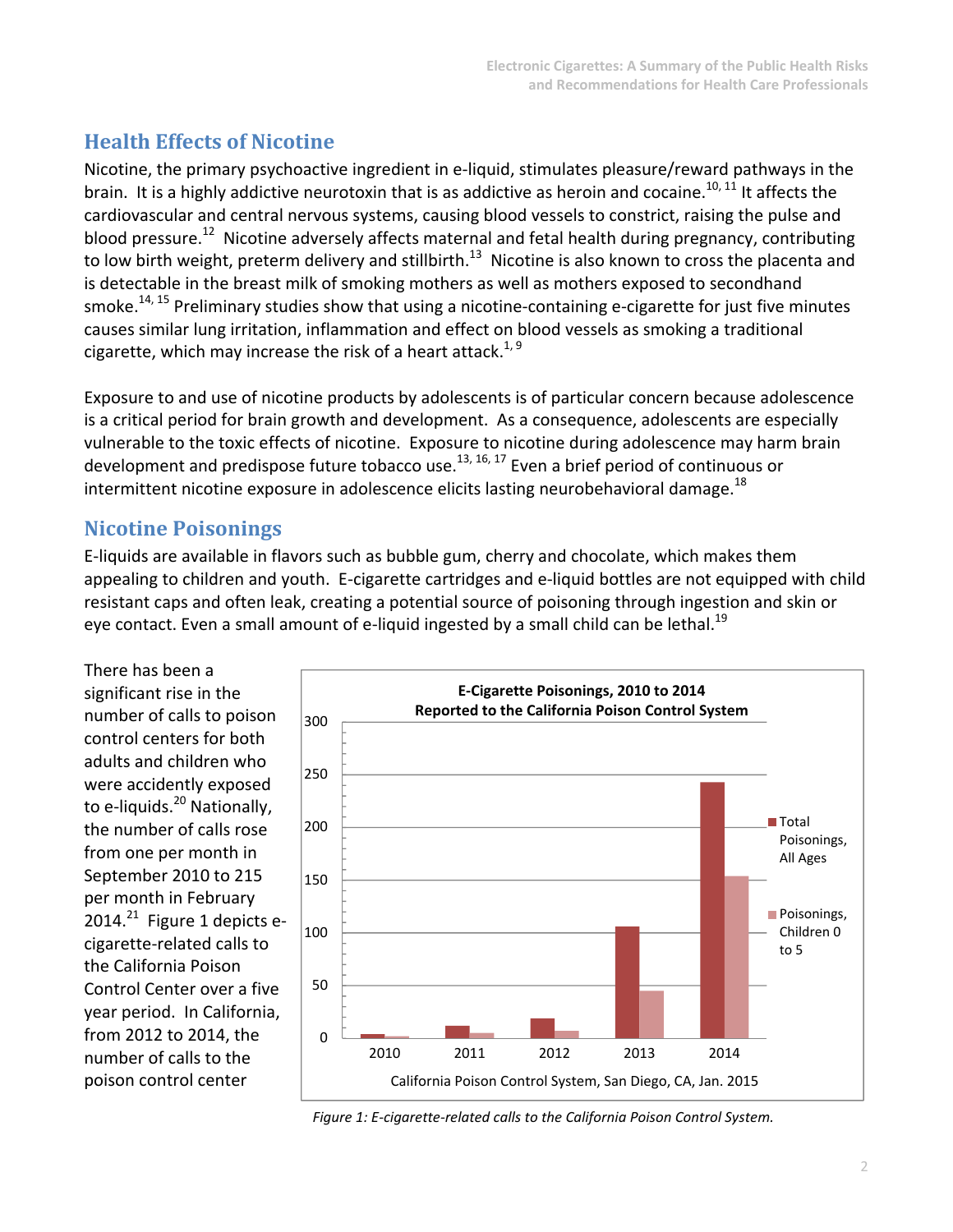## Health Effects of Nicotine

Nicotine, the primary psychoactive ingredient in e-liquid, stimulates pleasure/reward pathways in the brain. It is a highly addictive neurotoxin that is as addictive as heroin and cocaine.[10, 11] It affects the cardiovascular and central nervous systems, causing blood vessels to constrict, raising the pulse and blood pressure.[12] Nicotine adversely affects maternal and fetal health during pregnancy, contributing to low birth weight, preterm delivery and stillbirth.[13] Nicotine is also known to cross the placenta and is detectable in the breast milk of smoking mothers as well as mothers exposed to secondhand smoke.[14, 15] Preliminary studies show that using a nicotine-containing e-cigarette for just five minutes causes similar lung irritation, inflammation and effect on blood vessels as smoking a traditional cigarette, which may increase the risk of a heart attack.[1, 9]

Exposure to and use of nicotine products by adolescents is of particular concern because adolescence is a critical period for brain growth and development. As a consequence, adolescents are especially vulnerable to the toxic effects of nicotine. Exposure to nicotine during adolescence may harm brain development and predispose future tobacco use.[13, 16, 17] Even a brief period of continuous or intermittent nicotine exposure in adolescence elicits lasting neurobehavioral damage.[18]

## Nicotine Poisonings

E-liquids are available in flavors such as bubble gum, cherry and chocolate, which makes them appealing to children and youth. E-cigarette cartridges and e-liquid bottles are not equipped with child resistant caps and often leak, creating a potential source of poisoning through ingestion and skin or eye contact. Even a small amount of e-liquid ingested by a small child can be lethal.[19]

There has been a significant rise in the number of calls to poison control centers for both adults and children who were accidently exposed to e-liquids.[20] Nationally, the number of calls rose from one per month in September 2010 to 215 per month in February 2014.[21] Figure 1 depicts e-cigarette-related calls to the California Poison Control Center over a five year period. In California, from 2012 to 2014, the number of calls to the poison control center

**E-Cigarette Poisonings, 2010 to 2014**
**Reported to the California Poison Control System**

California Poison Control System, San Diego, CA, Jan. 2015

*Figure 1: E-cigarette-related calls to the California Poison Control System.*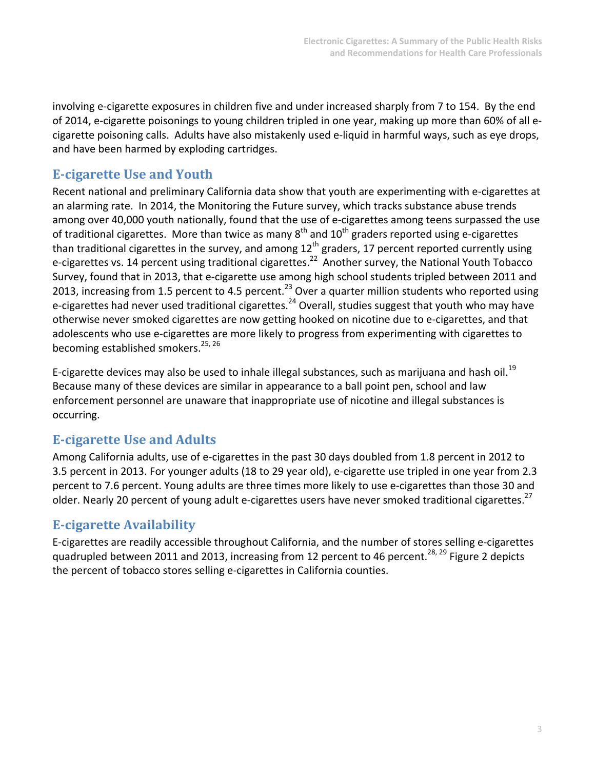involving e-cigarette exposures in children five and under increased sharply from 7 to 154. By the end of 2014, e-cigarette poisonings to young children tripled in one year, making up more than 60% of all e-cigarette poisoning calls. Adults have also mistakenly used e-liquid in harmful ways, such as eye drops, and have been harmed by exploding cartridges.

## E-cigarette Use and Youth

Recent national and preliminary California data show that youth are experimenting with e-cigarettes at an alarming rate. In 2014, the Monitoring the Future survey, which tracks substance abuse trends among over 40,000 youth nationally, found that the use of e-cigarettes among teens surpassed the use of traditional cigarettes. More than twice as many 8th and 10th graders reported using e-cigarettes than traditional cigarettes in the survey, and among 12th graders, 17 percent reported currently using e-cigarettes vs. 14 percent using traditional cigarettes.[22] Another survey, the National Youth Tobacco Survey, found that in 2013, that e-cigarette use among high school students tripled between 2011 and 2013, increasing from 1.5 percent to 4.5 percent.[23] Over a quarter million students who reported using e-cigarettes had never used traditional cigarettes.[24] Overall, studies suggest that youth who may have otherwise never smoked cigarettes are now getting hooked on nicotine due to e-cigarettes, and that adolescents who use e-cigarettes are more likely to progress from experimenting with cigarettes to becoming established smokers.[25, 26]

E-cigarette devices may also be used to inhale illegal substances, such as marijuana and hash oil.[19] Because many of these devices are similar in appearance to a ball point pen, school and law enforcement personnel are unaware that inappropriate use of nicotine and illegal substances is occurring.

## E-cigarette Use and Adults

Among California adults, use of e-cigarettes in the past 30 days doubled from 1.8 percent in 2012 to 3.5 percent in 2013. For younger adults (18 to 29 year old), e-cigarette use tripled in one year from 2.3 percent to 7.6 percent. Young adults are three times more likely to use e-cigarettes than those 30 and older. Nearly 20 percent of young adult e-cigarettes users have never smoked traditional cigarettes.[27]

## E-cigarette Availability

E-cigarettes are readily accessible throughout California, and the number of stores selling e-cigarettes quadrupled between 2011 and 2013, increasing from 12 percent to 46 percent.[28, 29] Figure 2 depicts the percent of tobacco stores selling e-cigarettes in California counties.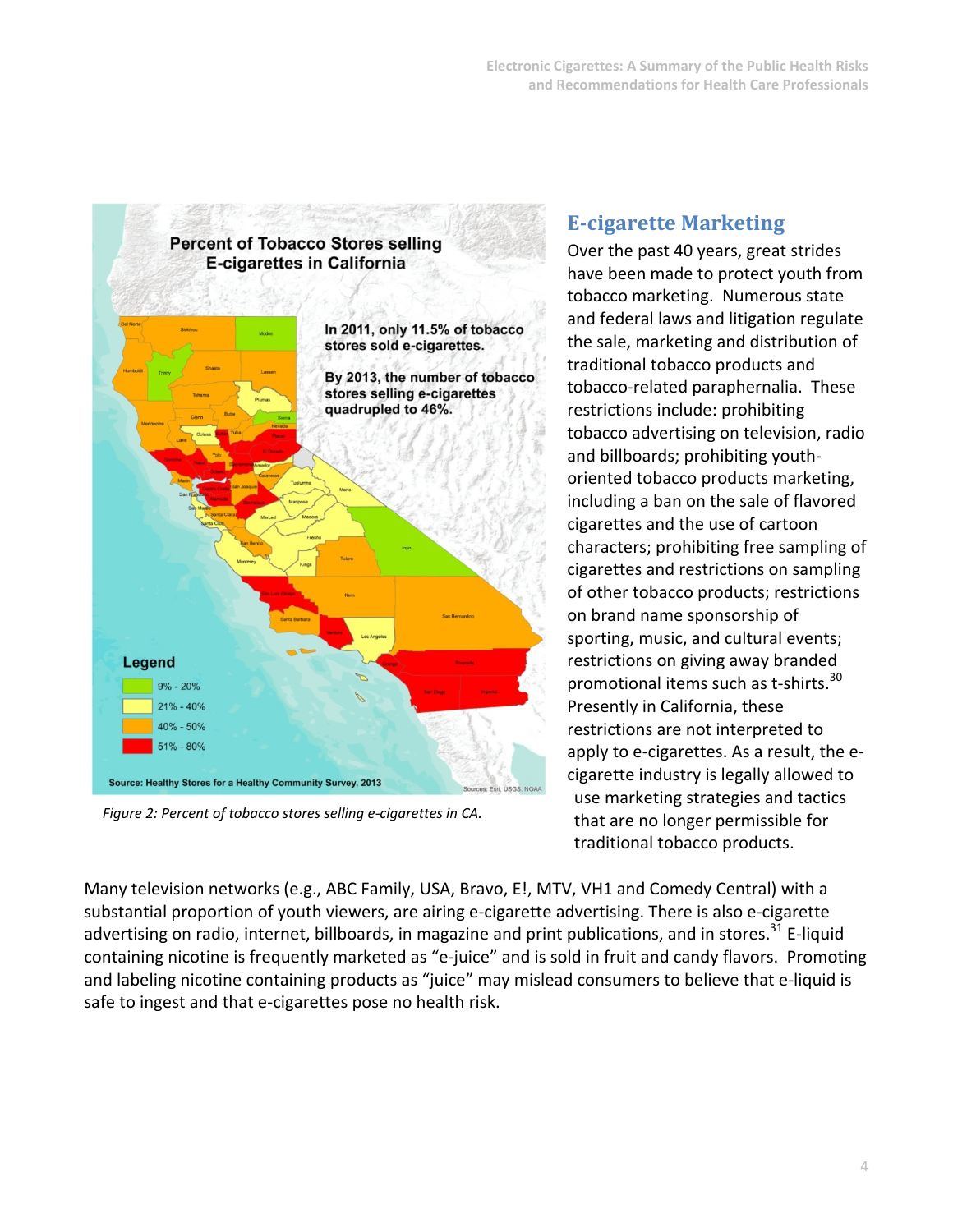Figure 2: Percent of tobacco stores selling e-cigarettes in CA.

## E-cigarette Marketing

Over the past 40 years, great strides have been made to protect youth from tobacco marketing. Numerous state and federal laws and litigation regulate the sale, marketing and distribution of traditional tobacco products and tobacco-related paraphernalia. These restrictions include: prohibiting tobacco advertising on television, radio and billboards; prohibiting youth-oriented tobacco products marketing, including a ban on the sale of flavored cigarettes and the use of cartoon characters; prohibiting free sampling of cigarettes and restrictions on sampling of other tobacco products; restrictions on brand name sponsorship of sporting, music, and cultural events; restrictions on giving away branded promotional items such as t-shirts.[30] Presently in California, these restrictions are not interpreted to apply to e-cigarettes. As a result, the e-cigarette industry is legally allowed to use marketing strategies and tactics that are no longer permissible for traditional tobacco products.

Many television networks (e.g., ABC Family, USA, Bravo, E!, MTV, VH1 and Comedy Central) with a substantial proportion of youth viewers, are airing e-cigarette advertising. There is also e-cigarette advertising on radio, internet, billboards, in magazine and print publications, and in stores.[31] E-liquid containing nicotine is frequently marketed as "e-juice" and is sold in fruit and candy flavors. Promoting and labeling nicotine containing products as "juice" may mislead consumers to believe that e-liquid is safe to ingest and that e-cigarettes pose no health risk.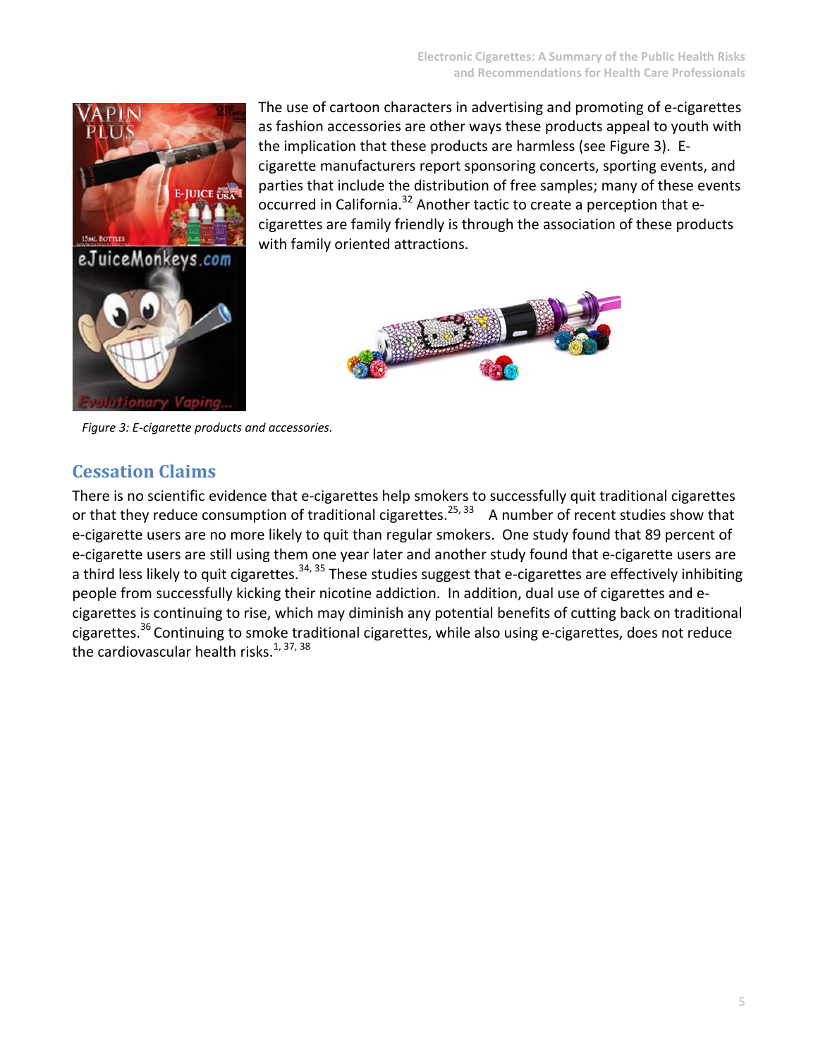The use of cartoon characters in advertising and promoting of e-cigarettes as fashion accessories are other ways these products appeal to youth with the implication that these products are harmless (see Figure 3). E-cigarette manufacturers report sponsoring concerts, sporting events, and parties that include the distribution of free samples; many of these events occurred in California.[32] Another tactic to create a perception that e-cigarettes are family friendly is through the association of these products with family oriented attractions.

*Figure 3: E-cigarette products and accessories.*

## Cessation Claims

There is no scientific evidence that e-cigarettes help smokers to successfully quit traditional cigarettes or that they reduce consumption of traditional cigarettes.[25, 33] A number of recent studies show that e-cigarette users are no more likely to quit than regular smokers. One study found that 89 percent of e-cigarette users are still using them one year later and another study found that e-cigarette users are a third less likely to quit cigarettes.[34, 35] These studies suggest that e-cigarettes are effectively inhibiting people from successfully kicking their nicotine addiction. In addition, dual use of cigarettes and e-cigarettes is continuing to rise, which may diminish any potential benefits of cutting back on traditional cigarettes.[36] Continuing to smoke traditional cigarettes, while also using e-cigarettes, does not reduce the cardiovascular health risks.[1, 37, 38]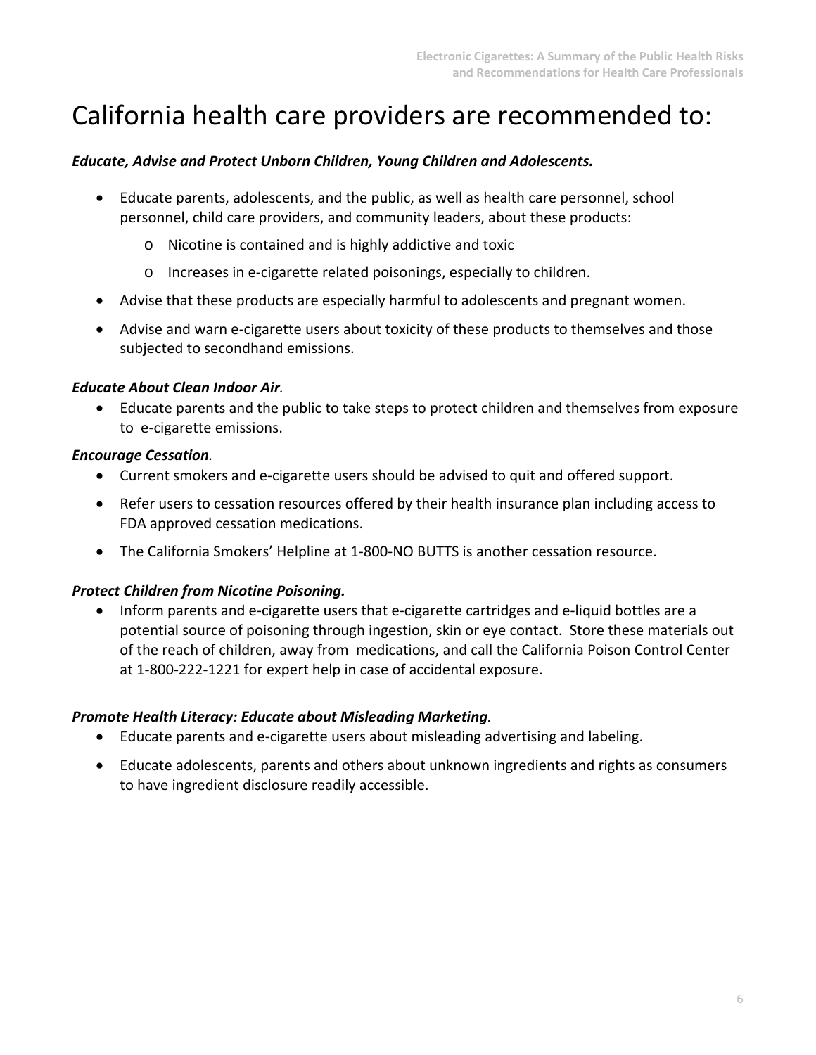# California health care providers are recommended to:

***Educate, Advise and Protect Unborn Children, Young Children and Adolescents.***

- Educate parents, adolescents, and the public, as well as health care personnel, school personnel, child care providers, and community leaders, about these products:
    - Nicotine is contained and is highly addictive and toxic
    - Increases in e-cigarette related poisonings, especially to children.
- Advise that these products are especially harmful to adolescents and pregnant women.
- Advise and warn e-cigarette users about toxicity of these products to themselves and those subjected to secondhand emissions.

***Educate About Clean Indoor Air.***

- Educate parents and the public to take steps to protect children and themselves from exposure to e-cigarette emissions.

***Encourage Cessation.***

- Current smokers and e-cigarette users should be advised to quit and offered support.
- Refer users to cessation resources offered by their health insurance plan including access to FDA approved cessation medications.
- The California Smokers' Helpline at 1-800-NO BUTTS is another cessation resource.

***Protect Children from Nicotine Poisoning.***

- Inform parents and e-cigarette users that e-cigarette cartridges and e-liquid bottles are a potential source of poisoning through ingestion, skin or eye contact. Store these materials out of the reach of children, away from medications, and call the California Poison Control Center at 1-800-222-1221 for expert help in case of accidental exposure.

***Promote Health Literacy: Educate about Misleading Marketing.***

- Educate parents and e-cigarette users about misleading advertising and labeling.
- Educate adolescents, parents and others about unknown ingredients and rights as consumers to have ingredient disclosure readily accessible.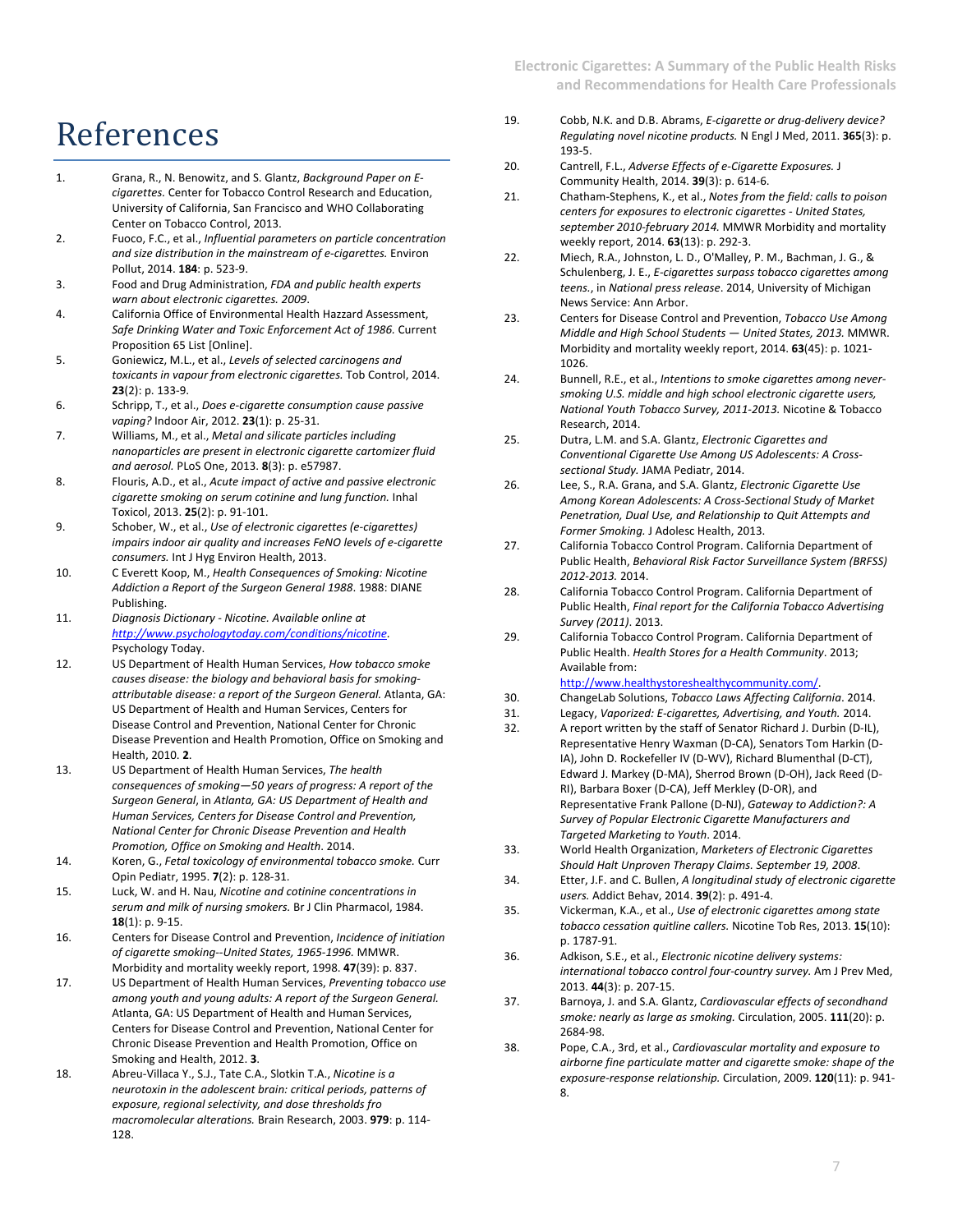# References

1. Grana, R., N. Benowitz, and S. Glantz, *Background Paper on E-cigarettes.* Center for Tobacco Control Research and Education, University of California, San Francisco and WHO Collaborating Center on Tobacco Control, 2013.
2. Fuoco, F.C., et al., *Influential parameters on particle concentration and size distribution in the mainstream of e-cigarettes.* Environ Pollut, 2014. **184**: p. 523-9.
3. Food and Drug Administration, *FDA and public health experts warn about electronic cigarettes. 2009*.
4. California Office of Environmental Health Hazzard Assessment, *Safe Drinking Water and Toxic Enforcement Act of 1986.* Current Proposition 65 List [Online].
5. Goniewicz, M.L., et al., *Levels of selected carcinogens and toxicants in vapour from electronic cigarettes.* Tob Control, 2014. **23**(2): p. 133-9.
6. Schripp, T., et al., *Does e-cigarette consumption cause passive vaping?* Indoor Air, 2012. **23**(1): p. 25-31.
7. Williams, M., et al., *Metal and silicate particles including nanoparticles are present in electronic cigarette cartomizer fluid and aerosol.* PLoS One, 2013. **8**(3): p. e57987.
8. Flouris, A.D., et al., *Acute impact of active and passive electronic cigarette smoking on serum cotinine and lung function.* Inhal Toxicol, 2013. **25**(2): p. 91-101.
9. Schober, W., et al., *Use of electronic cigarettes (e-cigarettes) impairs indoor air quality and increases FeNO levels of e-cigarette consumers.* Int J Hyg Environ Health, 2013.
10. C Everett Koop, M., *Health Consequences of Smoking: Nicotine Addiction a Report of the Surgeon General 1988*. 1988: DIANE Publishing.
11. *Diagnosis Dictionary - Nicotine. Available online at [http://www.psychologytoday.com/conditions/nicotine](http://www.psychologytoday.com/conditions/nicotine).* Psychology Today.
12. US Department of Health Human Services, *How tobacco smoke causes disease: the biology and behavioral basis for smoking-attributable disease: a report of the Surgeon General.* Atlanta, GA: US Department of Health and Human Services, Centers for Disease Control and Prevention, National Center for Chronic Disease Prevention and Health Promotion, Office on Smoking and Health, 2010. **2**.
13. US Department of Health Human Services, *The health consequences of smoking—50 years of progress: A report of the Surgeon General*, in *Atlanta, GA: US Department of Health and Human Services, Centers for Disease Control and Prevention, National Center for Chronic Disease Prevention and Health Promotion, Office on Smoking and Health*. 2014.
14. Koren, G., *Fetal toxicology of environmental tobacco smoke.* Curr Opin Pediatr, 1995. **7**(2): p. 128-31.
15. Luck, W. and H. Nau, *Nicotine and cotinine concentrations in serum and milk of nursing smokers.* Br J Clin Pharmacol, 1984. **18**(1): p. 9-15.
16. Centers for Disease Control and Prevention, *Incidence of initiation of cigarette smoking--United States, 1965-1996.* MMWR. Morbidity and mortality weekly report, 1998. **47**(39): p. 837.
17. US Department of Health Human Services, *Preventing tobacco use among youth and young adults: A report of the Surgeon General.* Atlanta, GA: US Department of Health and Human Services, Centers for Disease Control and Prevention, National Center for Chronic Disease Prevention and Health Promotion, Office on Smoking and Health, 2012. **3**.
18. Abreu-Villaca Y., S.J., Tate C.A., Slotkin T.A., *Nicotine is a neurotoxin in the adolescent brain: critical periods, patterns of exposure, regional selectivity, and dose thresholds fro macromolecular alterations.* Brain Research, 2003. **979**: p. 114-128.
19. Cobb, N.K. and D.B. Abrams, *E-cigarette or drug-delivery device? Regulating novel nicotine products.* N Engl J Med, 2011. **365**(3): p. 193-5.
20. Cantrell, F.L., *Adverse Effects of e-Cigarette Exposures.* J Community Health, 2014. **39**(3): p. 614-6.
21. Chatham-Stephens, K., et al., *Notes from the field: calls to poison centers for exposures to electronic cigarettes - United States, september 2010-february 2014.* MMWR Morbidity and mortality weekly report, 2014. **63**(13): p. 292-3.
22. Miech, R.A., Johnston, L. D., O'Malley, P. M., Bachman, J. G., & Schulenberg, J. E., *E-cigarettes surpass tobacco cigarettes among teens.*, in *National press release*. 2014, University of Michigan News Service: Ann Arbor.
23. Centers for Disease Control and Prevention, *Tobacco Use Among Middle and High School Students — United States, 2013.* MMWR. Morbidity and mortality weekly report, 2014. **63**(45): p. 1021-1026.
24. Bunnell, R.E., et al., *Intentions to smoke cigarettes among never-smoking U.S. middle and high school electronic cigarette users, National Youth Tobacco Survey, 2011-2013.* Nicotine & Tobacco Research, 2014.
25. Dutra, L.M. and S.A. Glantz, *Electronic Cigarettes and Conventional Cigarette Use Among US Adolescents: A Cross-sectional Study.* JAMA Pediatr, 2014.
26. Lee, S., R.A. Grana, and S.A. Glantz, *Electronic Cigarette Use Among Korean Adolescents: A Cross-Sectional Study of Market Penetration, Dual Use, and Relationship to Quit Attempts and Former Smoking.* J Adolesc Health, 2013.
27. California Tobacco Control Program. California Department of Public Health, *Behavioral Risk Factor Surveillance System (BRFSS) 2012-2013.* 2014.
28. California Tobacco Control Program. California Department of Public Health, *Final report for the California Tobacco Advertising Survey (2011)*. 2013.
29. California Tobacco Control Program. California Department of Public Health. *Health Stores for a Health Community*. 2013; Available from: [http://www.healthystoreshealthycommunity.com/](http://www.healthystoreshealthycommunity.com/).
30. ChangeLab Solutions, *Tobacco Laws Affecting California*. 2014.
31. Legacy, *Vaporized: E-cigarettes, Advertising, and Youth.* 2014.
32. A report written by the staff of Senator Richard J. Durbin (D-IL), Representative Henry Waxman (D-CA), Senators Tom Harkin (D-IA), John D. Rockefeller IV (D-WV), Richard Blumenthal (D-CT), Edward J. Markey (D-MA), Sherrod Brown (D-OH), Jack Reed (D-RI), Barbara Boxer (D-CA), Jeff Merkley (D-OR), and Representative Frank Pallone (D-NJ), *Gateway to Addiction?: A Survey of Popular Electronic Cigarette Manufacturers and Targeted Marketing to Youth*. 2014.
33. World Health Organization, *Marketers of Electronic Cigarettes Should Halt Unproven Therapy Claims. September 19, 2008*.
34. Etter, J.F. and C. Bullen, *A longitudinal study of electronic cigarette users.* Addict Behav, 2014. **39**(2): p. 491-4.
35. Vickerman, K.A., et al., *Use of electronic cigarettes among state tobacco cessation quitline callers.* Nicotine Tob Res, 2013. **15**(10): p. 1787-91.
36. Adkison, S.E., et al., *Electronic nicotine delivery systems: international tobacco control four-country survey.* Am J Prev Med, 2013. **44**(3): p. 207-15.
37. Barnoya, J. and S.A. Glantz, *Cardiovascular effects of secondhand smoke: nearly as large as smoking.* Circulation, 2005. **111**(20): p. 2684-98.
38. Pope, C.A., 3rd, et al., *Cardiovascular mortality and exposure to airborne fine particulate matter and cigarette smoke: shape of the exposure-response relationship.* Circulation, 2009. **120**(11): p. 941-8.